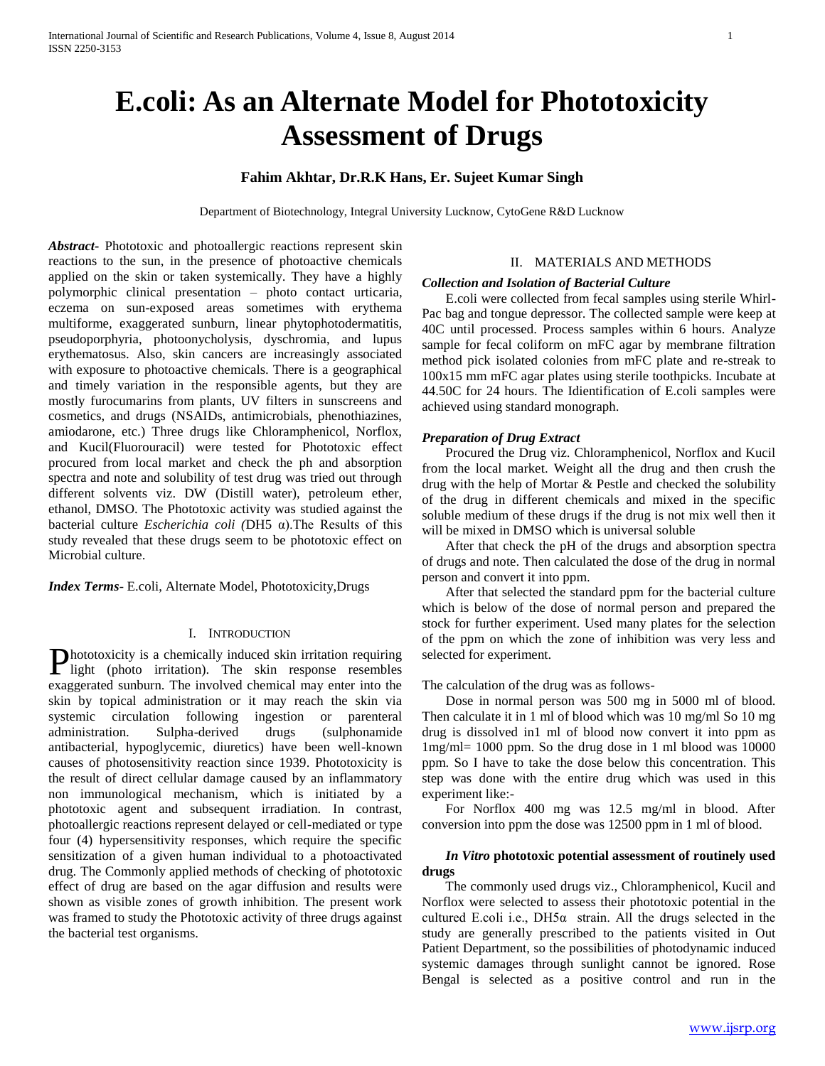# E.coli: As an Alternate Model for Phototoxicity Assessment of Drugs

**Fahim Akhtar, Dr.R.K Hans, Er. Sujeet Kumar Singh**

Department of Biotechnology, Integral University Lucknow, CytoGene R&D Lucknow

***Abstract***- Phototoxic and photoallergic reactions represent skin reactions to the sun, in the presence of photoactive chemicals applied on the skin or taken systemically. They have a highly polymorphic clinical presentation – photo contact urticaria, eczema on sun-exposed areas sometimes with erythema multiforme, exaggerated sunburn, linear phytophotodermatitis, pseudoporphyria, photoonycholysis, dyschromia, and lupus erythematosus. Also, skin cancers are increasingly associated with exposure to photoactive chemicals. There is a geographical and timely variation in the responsible agents, but they are mostly furocumarins from plants, UV filters in sunscreens and cosmetics, and drugs (NSAIDs, antimicrobials, phenothiazines, amiodarone, etc.) Three drugs like Chloramphenicol, Norflox, and Kucil(Fluorouracil) were tested for Phototoxic effect procured from local market and check the ph and absorption spectra and note and solubility of test drug was tried out through different solvents viz. DW (Distill water), petroleum ether, ethanol, DMSO. The Phototoxic activity was studied against the bacterial culture *Escherichia coli (*DH5 α).The Results of this study revealed that these drugs seem to be phototoxic effect on Microbial culture.

***Index Terms***- E.coli, Alternate Model, Phototoxicity,Drugs

## I. Introduction

Phototoxicity is a chemically induced skin irritation requiring light (photo irritation). The skin response resembles exaggerated sunburn. The involved chemical may enter into the skin by topical administration or it may reach the skin via systemic circulation following ingestion or parenteral administration. Sulpha-derived drugs (sulphonamide antibacterial, hypoglycemic, diuretics) have been well-known causes of photosensitivity reaction since 1939. Phototoxicity is the result of direct cellular damage caused by an inflammatory non immunological mechanism, which is initiated by a phototoxic agent and subsequent irradiation. In contrast, photoallergic reactions represent delayed or cell-mediated or type four (4) hypersensitivity responses, which require the specific sensitization of a given human individual to a photoactivated drug. The Commonly applied methods of checking of phototoxic effect of drug are based on the agar diffusion and results were shown as visible zones of growth inhibition. The present work was framed to study the Phototoxic activity of three drugs against the bacterial test organisms.

## II. Materials and Methods

### *Collection and Isolation of Bacterial Culture*

E.coli were collected from fecal samples using sterile Whirl-Pac bag and tongue depressor. The collected sample were keep at 40C until processed. Process samples within 6 hours. Analyze sample for fecal coliform on mFC agar by membrane filtration method pick isolated colonies from mFC plate and re-streak to 100x15 mm mFC agar plates using sterile toothpicks. Incubate at 44.50C for 24 hours. The Iidentification of E.coli samples were achieved using standard monograph.

### *Preparation of Drug Extract*

Procured the Drug viz. Chloramphenicol, Norflox and Kucil from the local market. Weight all the drug and then crush the drug with the help of Mortar & Pestle and checked the solubility of the drug in different chemicals and mixed in the specific soluble medium of these drugs if the drug is not mix well then it will be mixed in DMSO which is universal soluble

After that check the pH of the drugs and absorption spectra of drugs and note. Then calculated the dose of the drug in normal person and convert it into ppm.

After that selected the standard ppm for the bacterial culture which is below of the dose of normal person and prepared the stock for further experiment. Used many plates for the selection of the ppm on which the zone of inhibition was very less and selected for experiment.

The calculation of the drug was as follows-

Dose in normal person was 500 mg in 5000 ml of blood. Then calculate it in 1 ml of blood which was 10 mg/ml So 10 mg drug is dissolved in1 ml of blood now convert it into ppm as 1mg/ml= 1000 ppm. So the drug dose in 1 ml blood was 10000 ppm. So I have to take the dose below this concentration. This step was done with the entire drug which was used in this experiment like:-

For Norflox 400 mg was 12.5 mg/ml in blood. After conversion into ppm the dose was 12500 ppm in 1 ml of blood.

### *In Vitro* phototoxic potential assessment of routinely used drugs

The commonly used drugs viz., Chloramphenicol, Kucil and Norflox were selected to assess their phototoxic potential in the cultured E.coli i.e., DH5α strain. All the drugs selected in the study are generally prescribed to the patients visited in Out Patient Department, so the possibilities of photodynamic induced systemic damages through sunlight cannot be ignored. Rose Bengal is selected as a positive control and run in the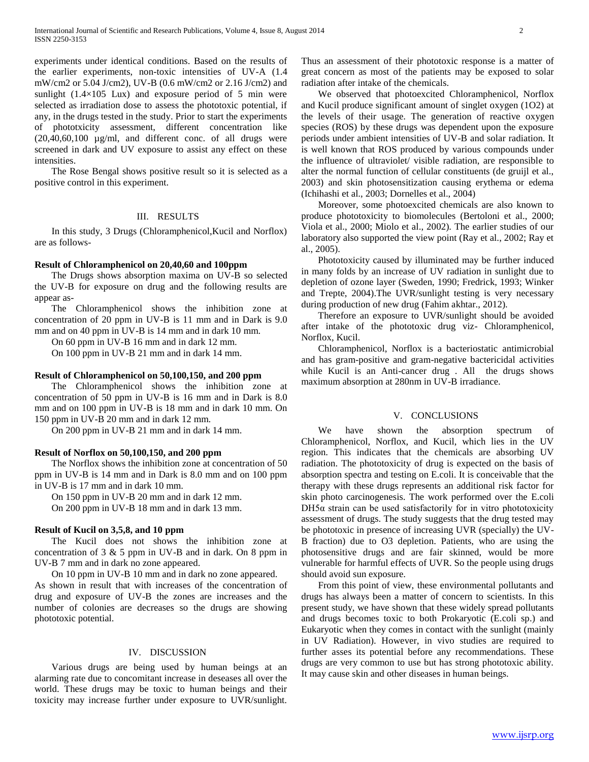experiments under identical conditions. Based on the results of the earlier experiments, non-toxic intensities of UV-A (1.4 mW/cm2 or 5.04 J/cm2), UV-B (0.6 mW/cm2 or 2.16 J/cm2) and sunlight ($1.4\times10^5$ Lux) and exposure period of 5 min were selected as irradiation dose to assess the phototoxic potential, if any, in the drugs tested in the study. Prior to start the experiments of phototxicity assessment, different concentration like (20,40,60,100 µg/ml, and different conc. of all drugs were screened in dark and UV exposure to assist any effect on these intensities.

The Rose Bengal shows positive result so it is selected as a positive control in this experiment.

## III. RESULTS

In this study, 3 Drugs (Chloramphenicol,Kucil and Norflox) are as follows-

**Result of Chloramphenicol on 20,40,60 and 100ppm**

The Drugs shows absorption maxima on UV-B so selected the UV-B for exposure on drug and the following results are appear as-

The Chloramphenicol shows the inhibition zone at concentration of 20 ppm in UV-B is 11 mm and in Dark is 9.0 mm and on 40 ppm in UV-B is 14 mm and in dark 10 mm.

On 60 ppm in UV-B 16 mm and in dark 12 mm.

On 100 ppm in UV-B 21 mm and in dark 14 mm.

**Result of Chloramphenicol on 50,100,150, and 200 ppm**

The Chloramphenicol shows the inhibition zone at concentration of 50 ppm in UV-B is 16 mm and in Dark is 8.0 mm and on 100 ppm in UV-B is 18 mm and in dark 10 mm. On 150 ppm in UV-B 20 mm and in dark 12 mm.

On 200 ppm in UV-B 21 mm and in dark 14 mm.

**Result of Norflox on 50,100,150, and 200 ppm**

The Norflox shows the inhibition zone at concentration of 50 ppm in UV-B is 14 mm and in Dark is 8.0 mm and on 100 ppm in UV-B is 17 mm and in dark 10 mm.

On 150 ppm in UV-B 20 mm and in dark 12 mm.

On 200 ppm in UV-B 18 mm and in dark 13 mm.

**Result of Kucil on 3,5,8, and 10 ppm**

The Kucil does not shows the inhibition zone at concentration of 3 & 5 ppm in UV-B and in dark. On 8 ppm in UV-B 7 mm and in dark no zone appeared.

On 10 ppm in UV-B 10 mm and in dark no zone appeared.

As shown in result that with increases of the concentration of drug and exposure of UV-B the zones are increases and the number of colonies are decreases so the drugs are showing phototoxic potential.

## IV. DISCUSSION

Various drugs are being used by human beings at an alarming rate due to concomitant increase in deseases all over the world. These drugs may be toxic to human beings and their toxicity may increase further under exposure to UVR/sunlight. Thus an assessment of their phototoxic response is a matter of great concern as most of the patients may be exposed to solar radiation after intake of the chemicals.

We observed that photoexcited Chloramphenicol, Norflox and Kucil produce significant amount of singlet oxygen ($^1O_2$) at the levels of their usage. The generation of reactive oxygen species (ROS) by these drugs was dependent upon the exposure periods under ambient intensities of UV-B and solar radiation. It is well known that ROS produced by various compounds under the influence of ultraviolet/ visible radiation, are responsible to alter the normal function of cellular constituents (de gruijl et al., 2003) and skin photosensitization causing erythema or edema (Ichihashi et al., 2003; Dornelles et al., 2004)

Moreover, some photoexcited chemicals are also known to produce phototoxicity to biomolecules (Bertoloni et al., 2000; Viola et al., 2000; Miolo et al., 2002). The earlier studies of our laboratory also supported the view point (Ray et al., 2002; Ray et al., 2005).

Phototoxicity caused by illuminated may be further induced in many folds by an increase of UV radiation in sunlight due to depletion of ozone layer (Sweden, 1990; Fredrick, 1993; Winker and Trepte, 2004).The UVR/sunlight testing is very necessary during production of new drug (Fahim akhtar., 2012).

Therefore an exposure to UVR/sunlight should be avoided after intake of the phototoxic drug viz- Chloramphenicol, Norflox, Kucil.

Chloramphenicol, Norflox is a bacteriostatic antimicrobial and has gram-positive and gram-negative bactericidal activities while Kucil is an Anti-cancer drug . All the drugs shows maximum absorption at 280nm in UV-B irradiance.

## V. CONCLUSIONS

We have shown the absorption spectrum of Chloramphenicol, Norflox, and Kucil, which lies in the UV region. This indicates that the chemicals are absorbing UV radiation. The phototoxicity of drug is expected on the basis of absorption spectra and testing on E.coli. It is conceivable that the therapy with these drugs represents an additional risk factor for skin photo carcinogenesis. The work performed over the E.coli DH5α strain can be used satisfactorily for in vitro phototoxicity assessment of drugs. The study suggests that the drug tested may be phototoxic in presence of increasing UVR (specially) the UV-B fraction) due to $O_3$ depletion. Patients, who are using the photosensitive drugs and are fair skinned, would be more vulnerable for harmful effects of UVR. So the people using drugs should avoid sun exposure.

From this point of view, these environmental pollutants and drugs has always been a matter of concern to scientists. In this present study, we have shown that these widely spread pollutants and drugs becomes toxic to both Prokaryotic (E.coli sp.) and Eukaryotic when they comes in contact with the sunlight (mainly in UV Radiation). However, in vivo studies are required to further asses its potential before any recommendations. These drugs are very common to use but has strong phototoxic ability. It may cause skin and other diseases in human beings.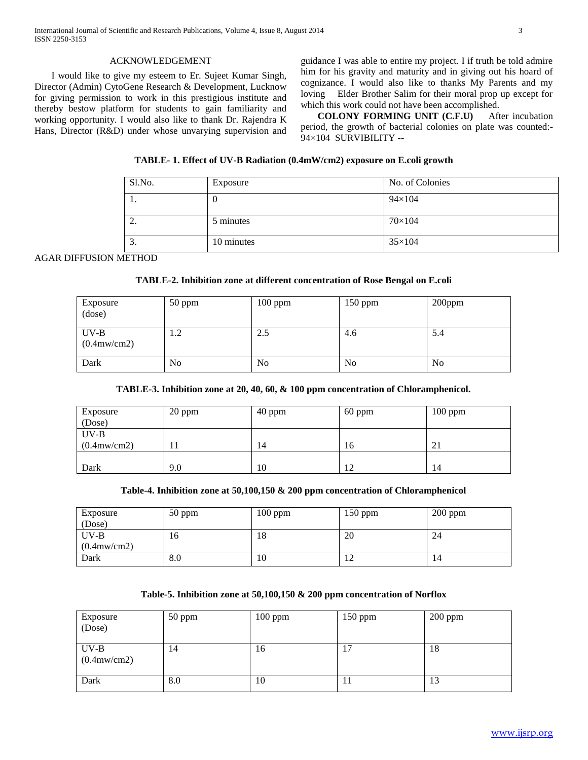## ACKNOWLEDGEMENT

I would like to give my esteem to Er. Sujeet Kumar Singh, Director (Admin) CytoGene Research & Development, Lucknow for giving permission to work in this prestigious institute and thereby bestow platform for students to gain familiarity and working opportunity. I would also like to thank Dr. Rajendra K Hans, Director (R&D) under whose unvarying supervision and guidance I was able to entire my project. I if truth be told admire him for his gravity and maturity and in giving out his hoard of cognizance. I would also like to thanks My Parents and my loving Elder Brother Salim for their moral prop up except for which this work could not have been accomplished.

**COLONY FORMING UNIT (C.F.U)** After incubation period, the growth of bacterial colonies on plate was counted:- 94×104 SURVIBILITY --

**TABLE- 1. Effect of UV-B Radiation (0.4mW/cm2) exposure on E.coli growth**

| Sl.No. | Exposure | No. of Colonies |
|---|---|---|
| 1. | 0 | 94×104 |
| 2. | 5 minutes | 70×104 |
| 3. | 10 minutes | 35×104 |

AGAR DIFFUSION METHOD

**TABLE-2. Inhibition zone at different concentration of Rose Bengal on E.coli**

| Exposure (dose) | 50 ppm | 100 ppm | 150 ppm | 200ppm |
|---|---|---|---|---|
| UV-B (0.4mw/cm2) | 1.2 | 2.5 | 4.6 | 5.4 |
| Dark | No | No | No | No |

**TABLE-3. Inhibition zone at 20, 40, 60, & 100 ppm concentration of Chloramphenicol.**

| Exposure (Dose) | 20 ppm | 40 ppm | 60 ppm | 100 ppm |
|---|---|---|---|---|
| UV-B (0.4mw/cm2) | 11 | 14 | 16 | 21 |
| Dark | 9.0 | 10 | 12 | 14 |

**Table-4. Inhibition zone at 50,100,150 & 200 ppm concentration of Chloramphenicol**

| Exposure (Dose) | 50 ppm | 100 ppm | 150 ppm | 200 ppm |
|---|---|---|---|---|
| UV-B (0.4mw/cm2) | 16 | 18 | 20 | 24 |
| Dark | 8.0 | 10 | 12 | 14 |

**Table-5. Inhibition zone at 50,100,150 & 200 ppm concentration of Norflox**

| Exposure (Dose) | 50 ppm | 100 ppm | 150 ppm | 200 ppm |
|---|---|---|---|---|
| UV-B (0.4mw/cm2) | 14 | 16 | 17 | 18 |
| Dark | 8.0 | 10 | 11 | 13 |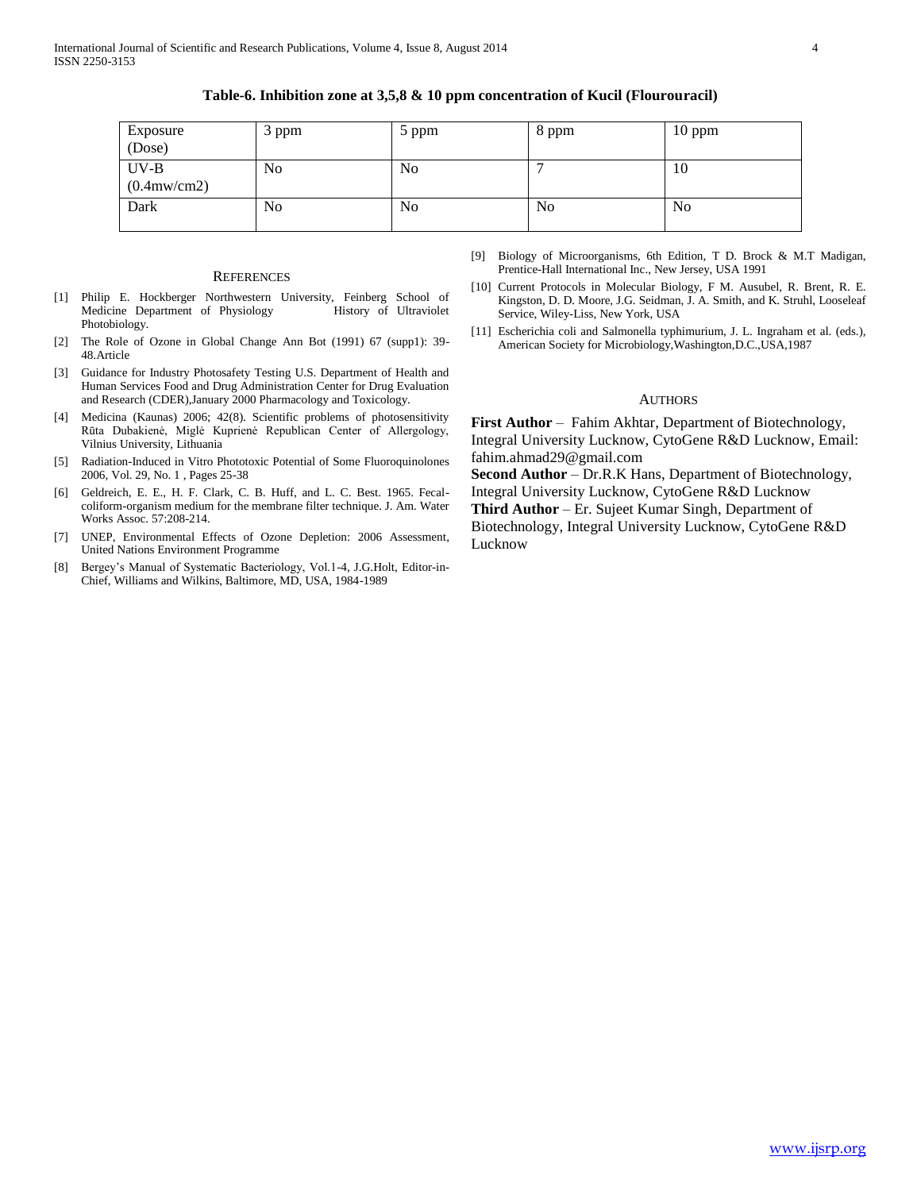**Table-6. Inhibition zone at 3,5,8 & 10 ppm concentration of Kucil (Flourouracil)**

| Exposure (Dose) | 3 ppm | 5 ppm | 8 ppm | 10 ppm |
|---|---|---|---|---|
| UV-B (0.4mw/cm2) | No | No | 7 | 10 |
| Dark | No | No | No | No |

## REFERENCES

[1] Philip E. Hockberger Northwestern University, Feinberg School of Medicine Department of Physiology History of Ultraviolet Photobiology.

[2] The Role of Ozone in Global Change Ann Bot (1991) 67 (supp1): 39-48.Article

[3] Guidance for Industry Photosafety Testing U.S. Department of Health and Human Services Food and Drug Administration Center for Drug Evaluation and Research (CDER),January 2000 Pharmacology and Toxicology.

[4] Medicina (Kaunas) 2006; 42(8). Scientific problems of photosensitivity Rūta Dubakienė, Miglė Kuprienė Republican Center of Allergology, Vilnius University, Lithuania

[5] Radiation-Induced in Vitro Phototoxic Potential of Some Fluoroquinolones 2006, Vol. 29, No. 1 , Pages 25-38

[6] Geldreich, E. E., H. F. Clark, C. B. Huff, and L. C. Best. 1965. Fecal-coliform-organism medium for the membrane filter technique. J. Am. Water Works Assoc. 57:208-214.

[7] UNEP, Environmental Effects of Ozone Depletion: 2006 Assessment, United Nations Environment Programme

[8] Bergey's Manual of Systematic Bacteriology, Vol.1-4, J.G.Holt, Editor-in-Chief, Williams and Wilkins, Baltimore, MD, USA, 1984-1989

[9] Biology of Microorganisms, 6th Edition, T D. Brock & M.T Madigan, Prentice-Hall International Inc., New Jersey, USA 1991

[10] Current Protocols in Molecular Biology, F M. Ausubel, R. Brent, R. E. Kingston, D. D. Moore, J.G. Seidman, J. A. Smith, and K. Struhl, Looseleaf Service, Wiley-Liss, New York, USA

[11] Escherichia coli and Salmonella typhimurium, J. L. Ingraham et al. (eds.), American Society for Microbiology,Washington,D.C.,USA,1987

## AUTHORS

**First Author** – Fahim Akhtar, Department of Biotechnology, Integral University Lucknow, CytoGene R&D Lucknow, Email: fahim.ahmad29@gmail.com

**Second Author** – Dr.R.K Hans, Department of Biotechnology, Integral University Lucknow, CytoGene R&D Lucknow

**Third Author** – Er. Sujeet Kumar Singh, Department of Biotechnology, Integral University Lucknow, CytoGene R&D Lucknow